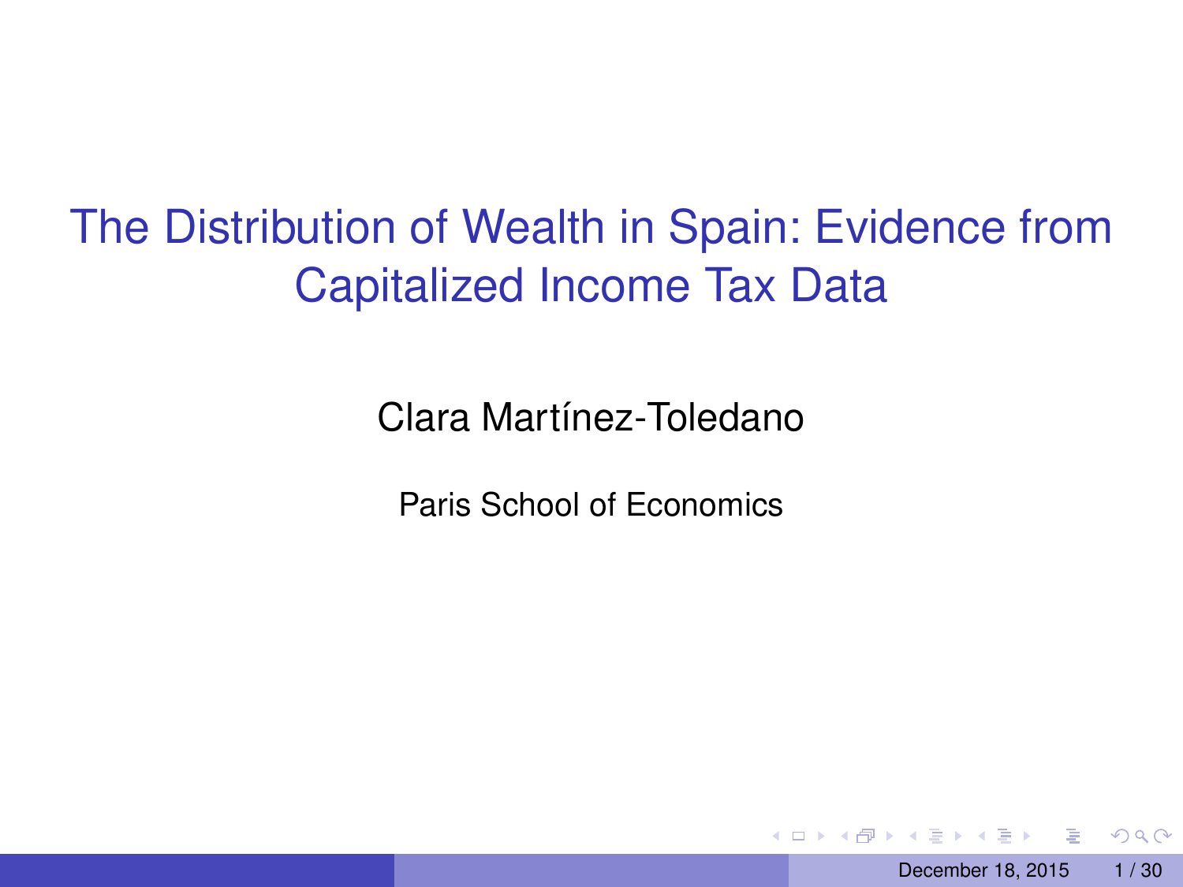# The Distribution of Wealth in Spain: Evidence from Capitalized Income Tax Data

Clara Martínez-Toledano

Paris School of Economics

December 18, 2015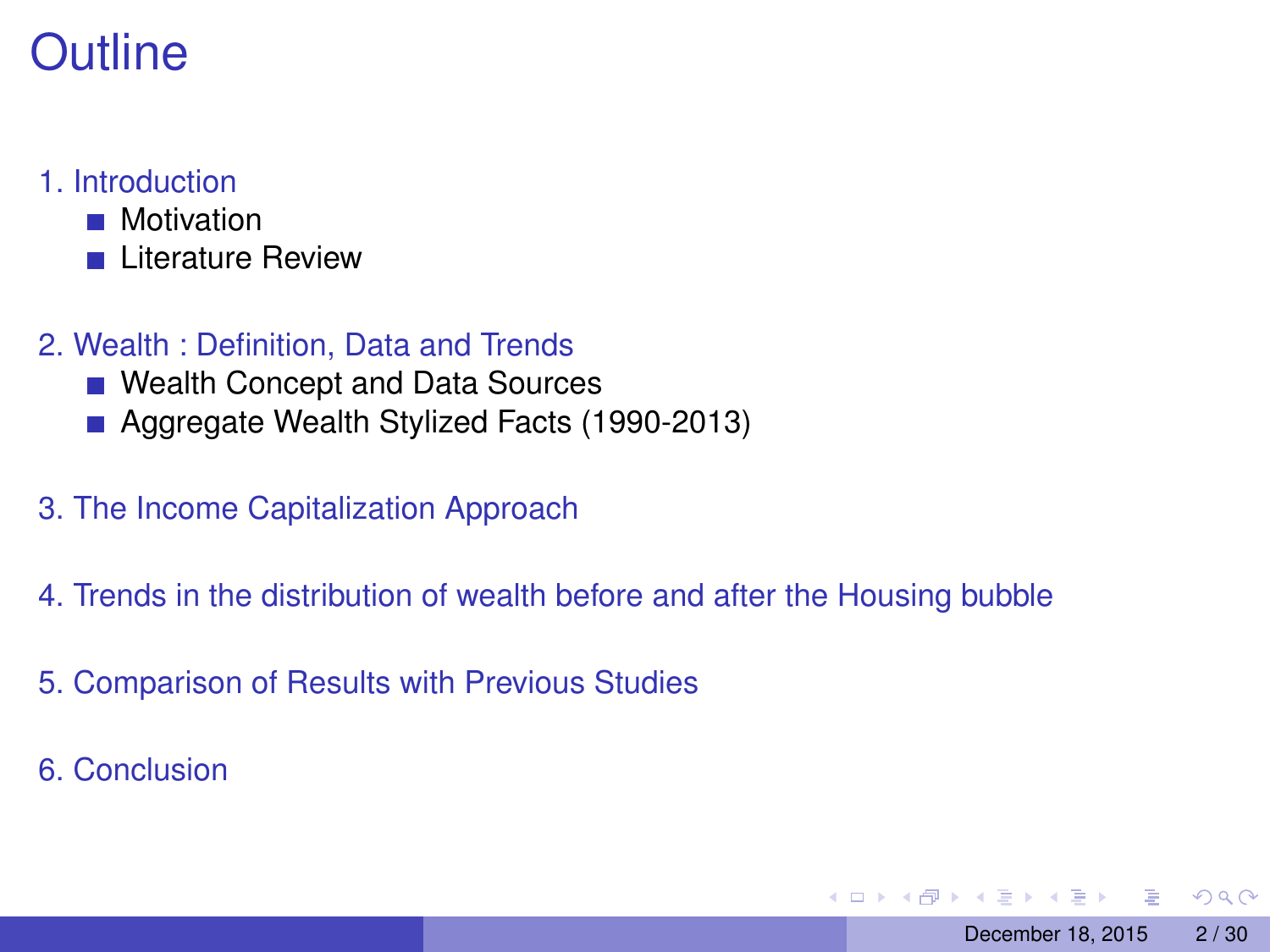# Outline

1. Introduction
   - Motivation
   - Literature Review

2. Wealth : Definition, Data and Trends
   - Wealth Concept and Data Sources
   - Aggregate Wealth Stylized Facts (1990-2013)

3. The Income Capitalization Approach

4. Trends in the distribution of wealth before and after the Housing bubble

5. Comparison of Results with Previous Studies

6. Conclusion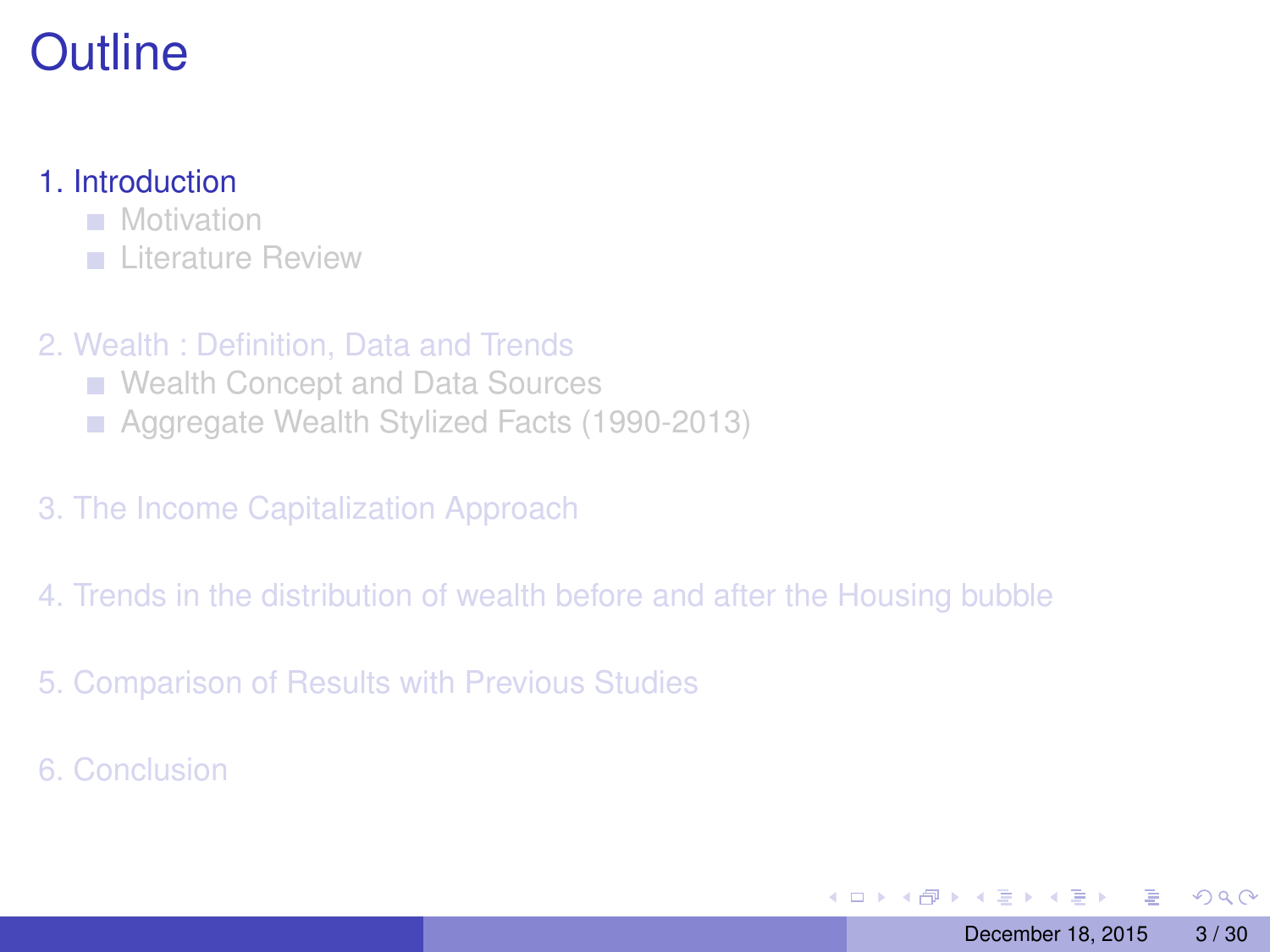# Outline

1. Introduction
   - Motivation
   - Literature Review

2. Wealth : Definition, Data and Trends
   - Wealth Concept and Data Sources
   - Aggregate Wealth Stylized Facts (1990-2013)

3. The Income Capitalization Approach

4. Trends in the distribution of wealth before and after the Housing bubble

5. Comparison of Results with Previous Studies

6. Conclusion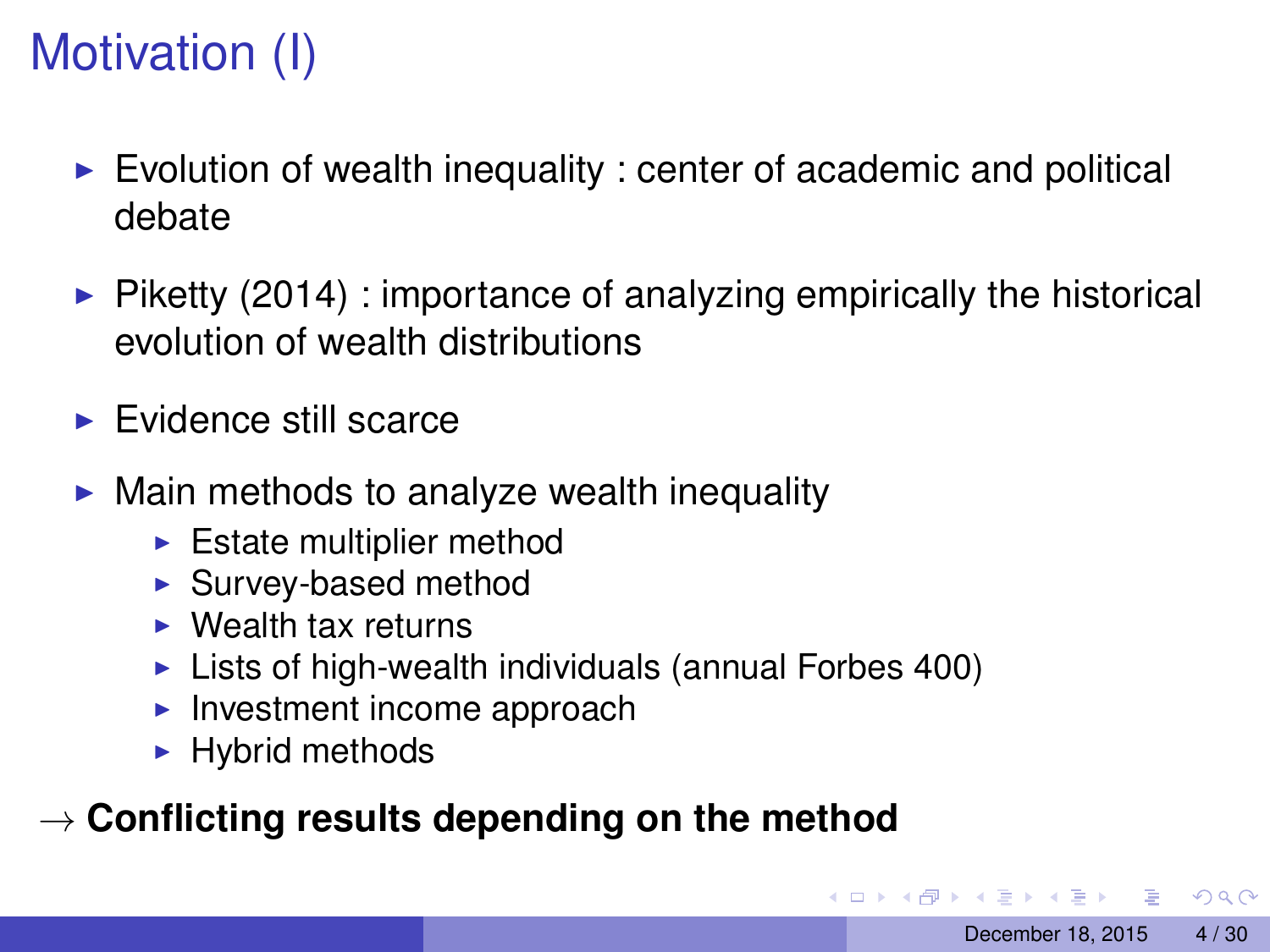# Motivation (I)

- Evolution of wealth inequality : center of academic and political debate
- Piketty (2014) : importance of analyzing empirically the historical evolution of wealth distributions
- Evidence still scarce
- Main methods to analyze wealth inequality
  - Estate multiplier method
  - Survey-based method
  - Wealth tax returns
  - Lists of high-wealth individuals (annual Forbes 400)
  - Investment income approach
  - Hybrid methods

→ **Conflicting results depending on the method**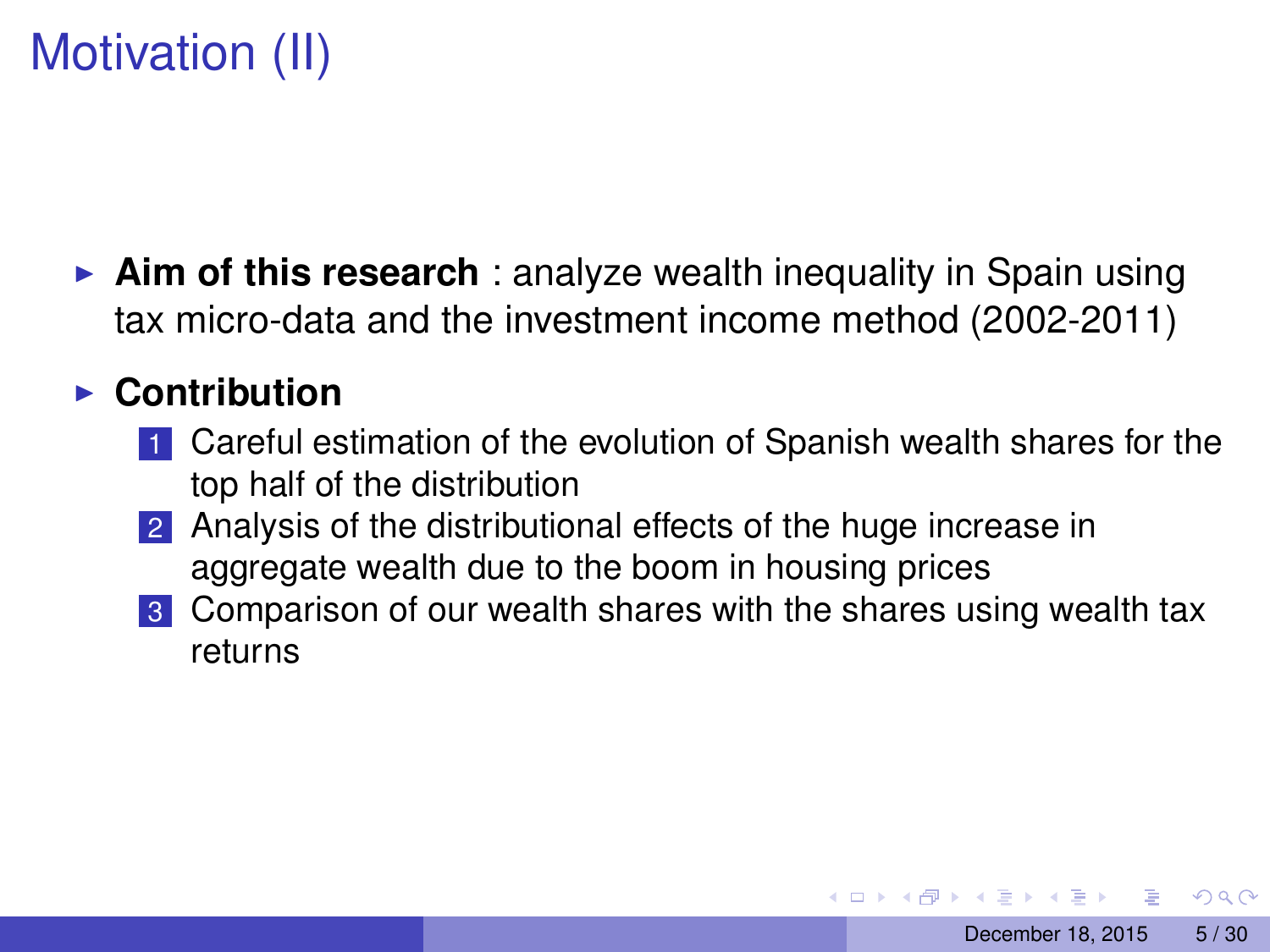# Motivation (II)

- **Aim of this research** : analyze wealth inequality in Spain using tax micro-data and the investment income method (2002-2011)
- **Contribution**
  1. Careful estimation of the evolution of Spanish wealth shares for the top half of the distribution
  2. Analysis of the distributional effects of the huge increase in aggregate wealth due to the boom in housing prices
  3. Comparison of our wealth shares with the shares using wealth tax returns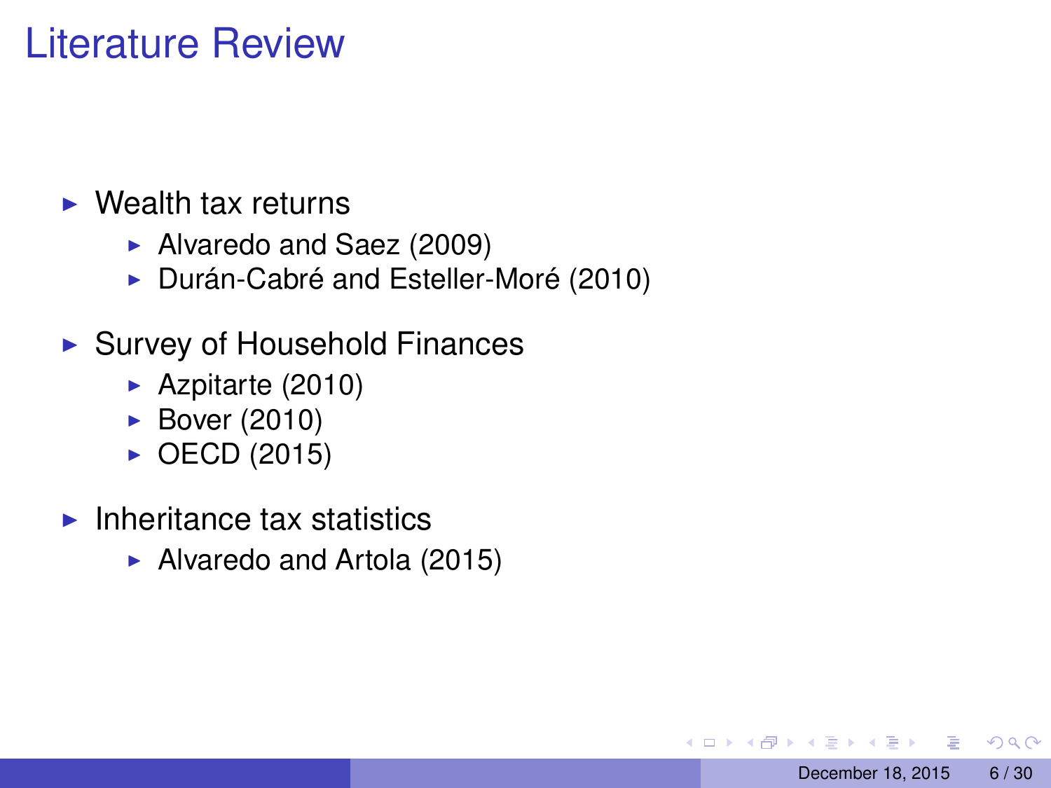# Literature Review

- Wealth tax returns
  - Alvaredo and Saez (2009)
  - Durán-Cabré and Esteller-Moré (2010)
- Survey of Household Finances
  - Azpitarte (2010)
  - Bover (2010)
  - OECD (2015)
- Inheritance tax statistics
  - Alvaredo and Artola (2015)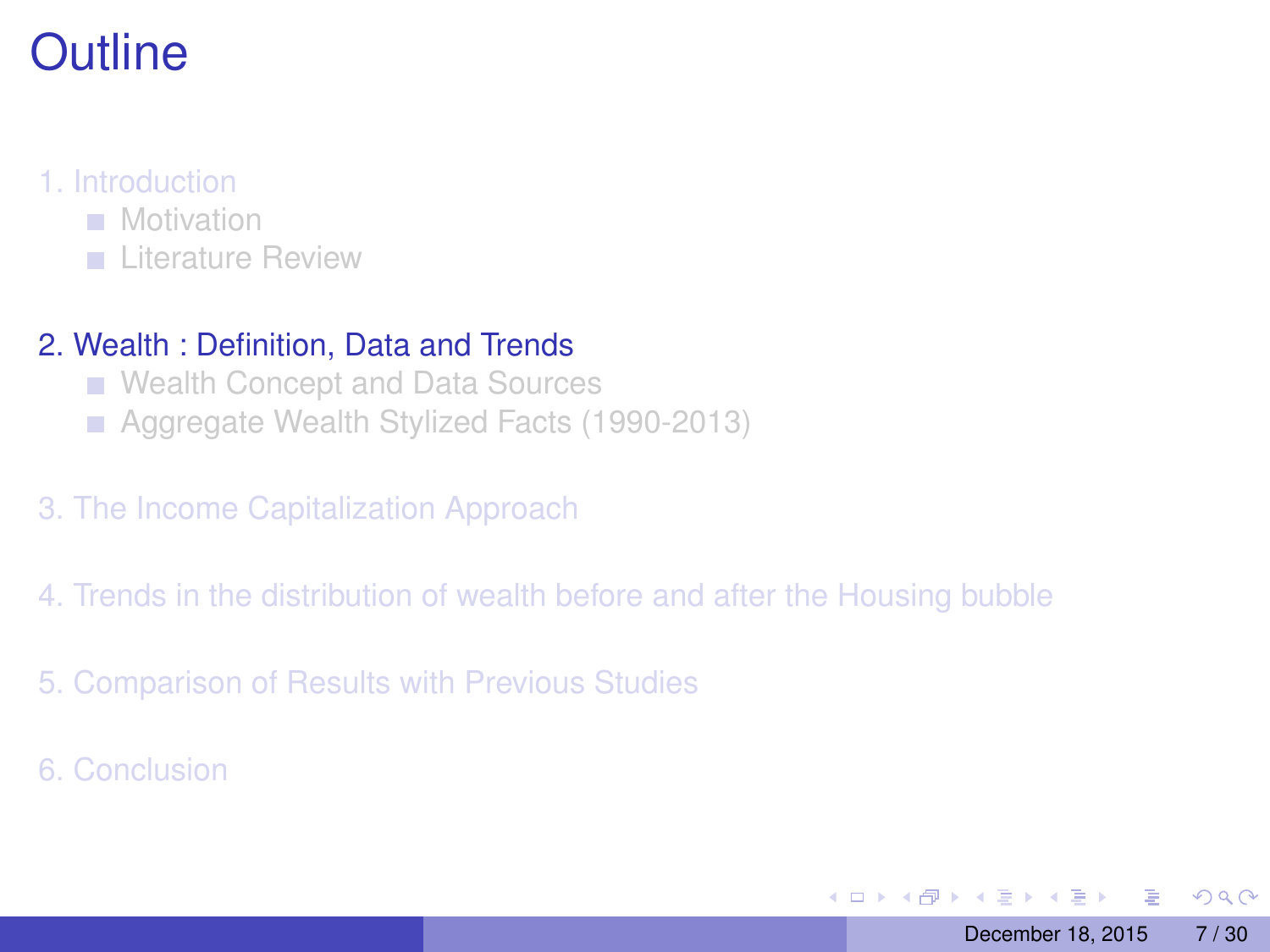# Outline

1. Introduction
   - Motivation
   - Literature Review

2. Wealth : Definition, Data and Trends
   - Wealth Concept and Data Sources
   - Aggregate Wealth Stylized Facts (1990-2013)

3. The Income Capitalization Approach

4. Trends in the distribution of wealth before and after the Housing bubble

5. Comparison of Results with Previous Studies

6. Conclusion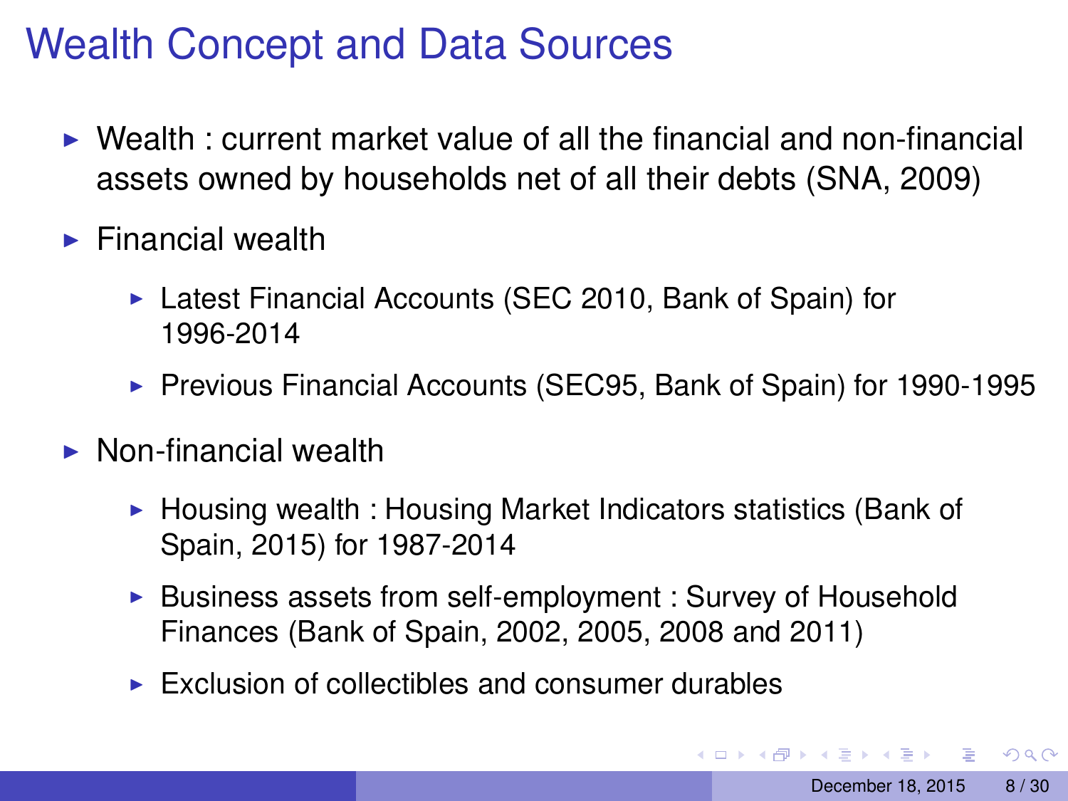# Wealth Concept and Data Sources

- Wealth : current market value of all the financial and non-financial assets owned by households net of all their debts (SNA, 2009)
- Financial wealth
  - Latest Financial Accounts (SEC 2010, Bank of Spain) for 1996-2014
  - Previous Financial Accounts (SEC95, Bank of Spain) for 1990-1995
- Non-financial wealth
  - Housing wealth : Housing Market Indicators statistics (Bank of Spain, 2015) for 1987-2014
  - Business assets from self-employment : Survey of Household Finances (Bank of Spain, 2002, 2005, 2008 and 2011)
  - Exclusion of collectibles and consumer durables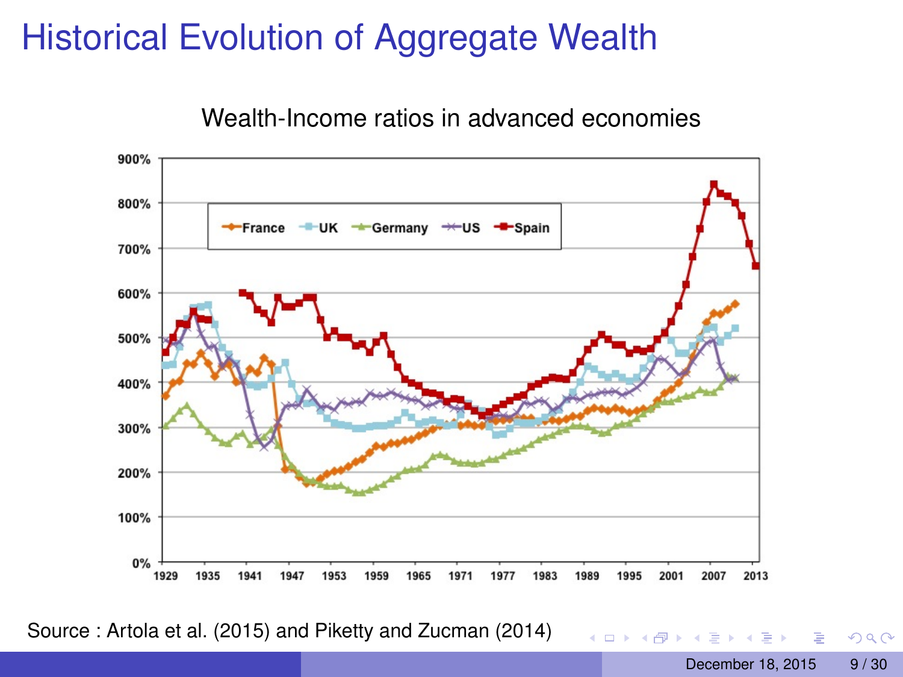# Historical Evolution of Aggregate Wealth

Wealth-Income ratios in advanced economies

Source : Artola et al. (2015) and Piketty and Zucman (2014)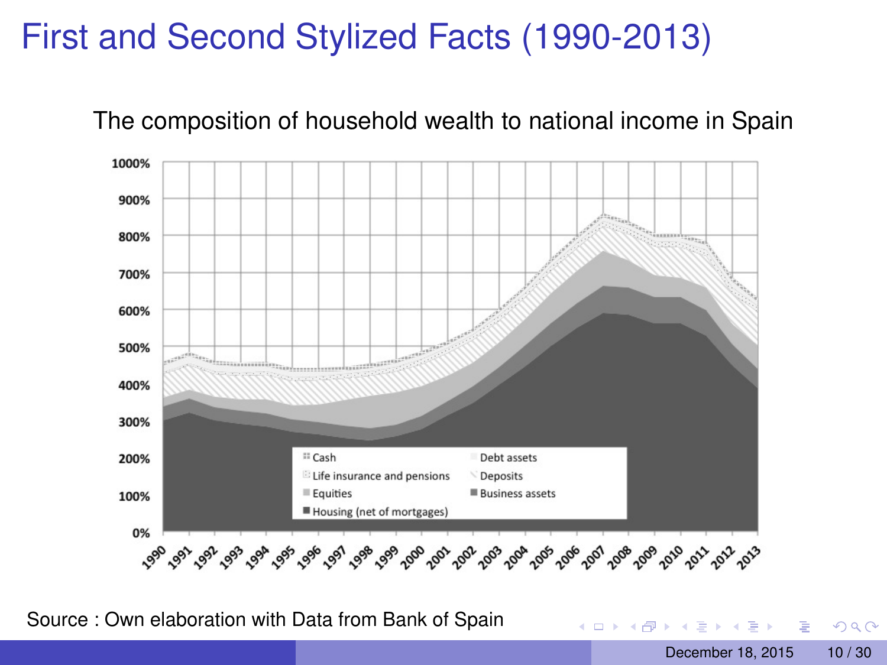# First and Second Stylized Facts (1990-2013)

The composition of household wealth to national income in Spain

Source : Own elaboration with Data from Bank of Spain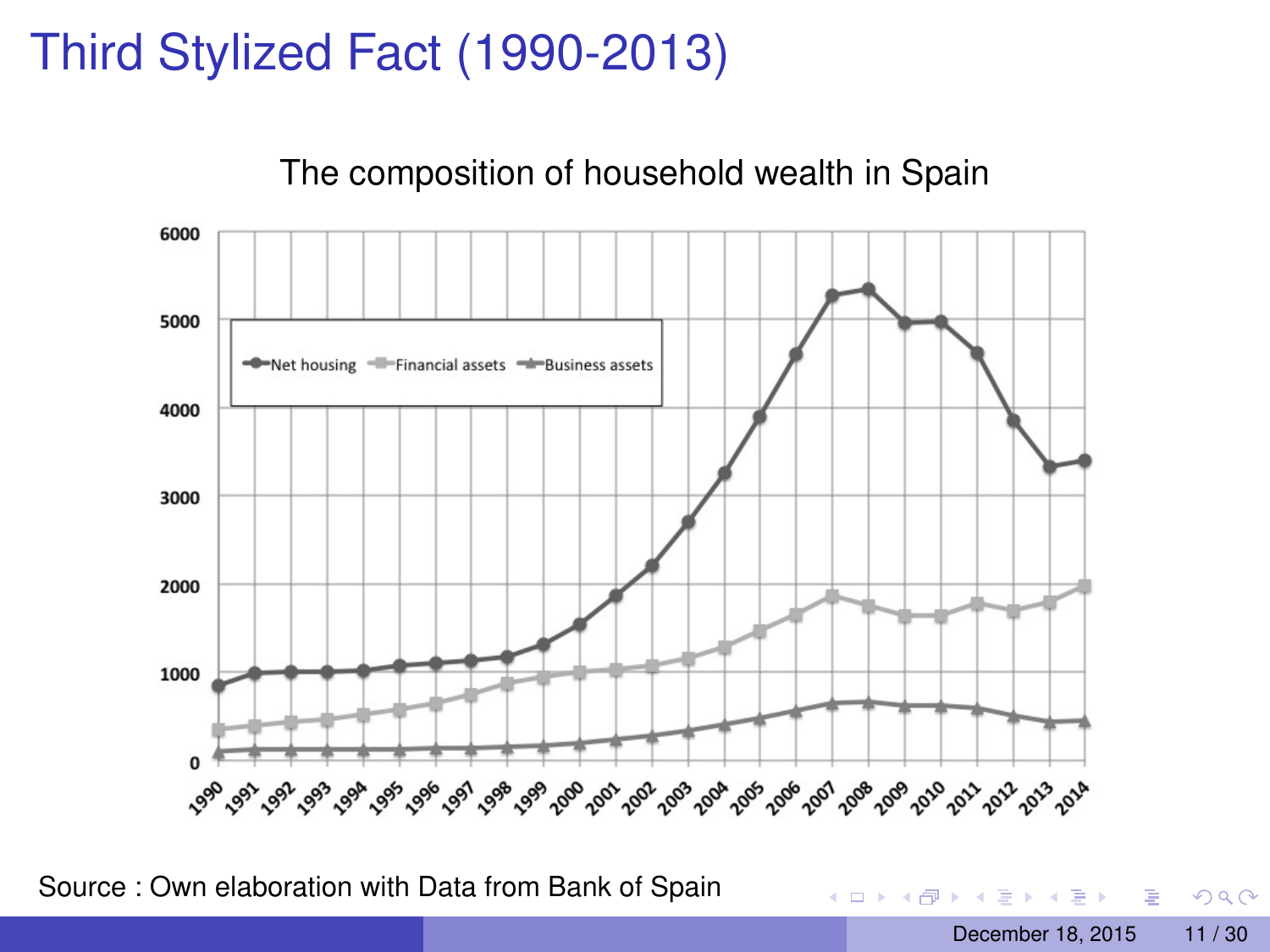# Third Stylized Fact (1990-2013)

The composition of household wealth in Spain

Source : Own elaboration with Data from Bank of Spain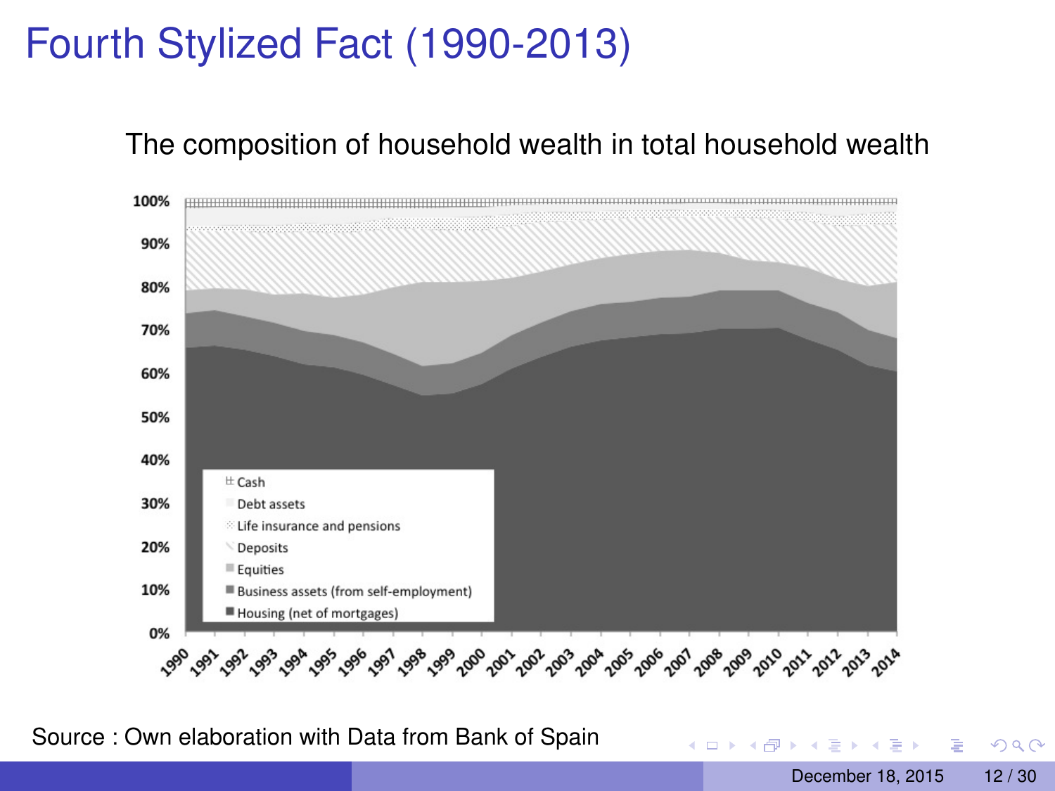# Fourth Stylized Fact (1990-2013)

The composition of household wealth in total household wealth

Source : Own elaboration with Data from Bank of Spain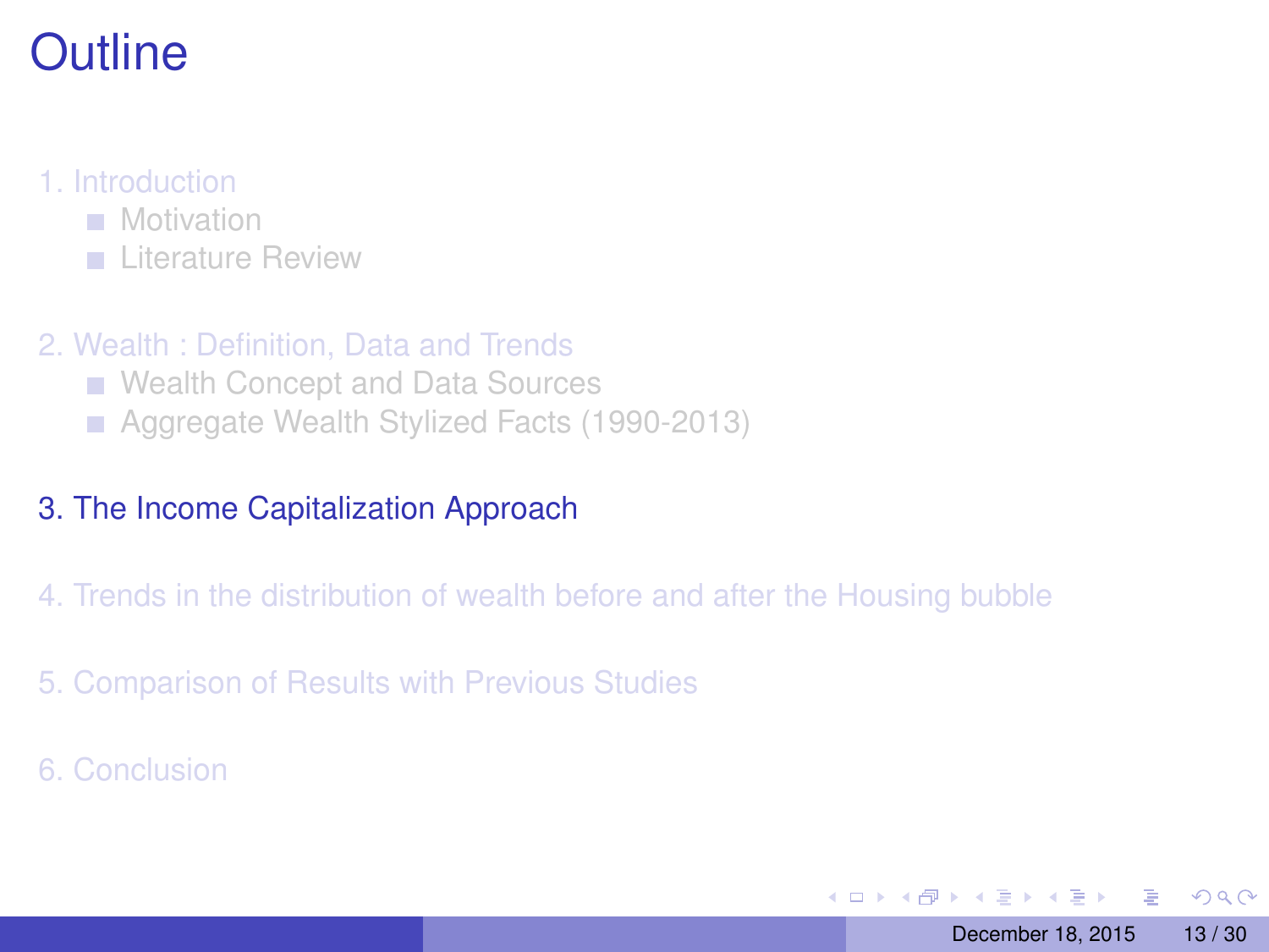# Outline

1. Introduction
   - Motivation
   - Literature Review

2. Wealth : Definition, Data and Trends
   - Wealth Concept and Data Sources
   - Aggregate Wealth Stylized Facts (1990-2013)

3. The Income Capitalization Approach

4. Trends in the distribution of wealth before and after the Housing bubble

5. Comparison of Results with Previous Studies

6. Conclusion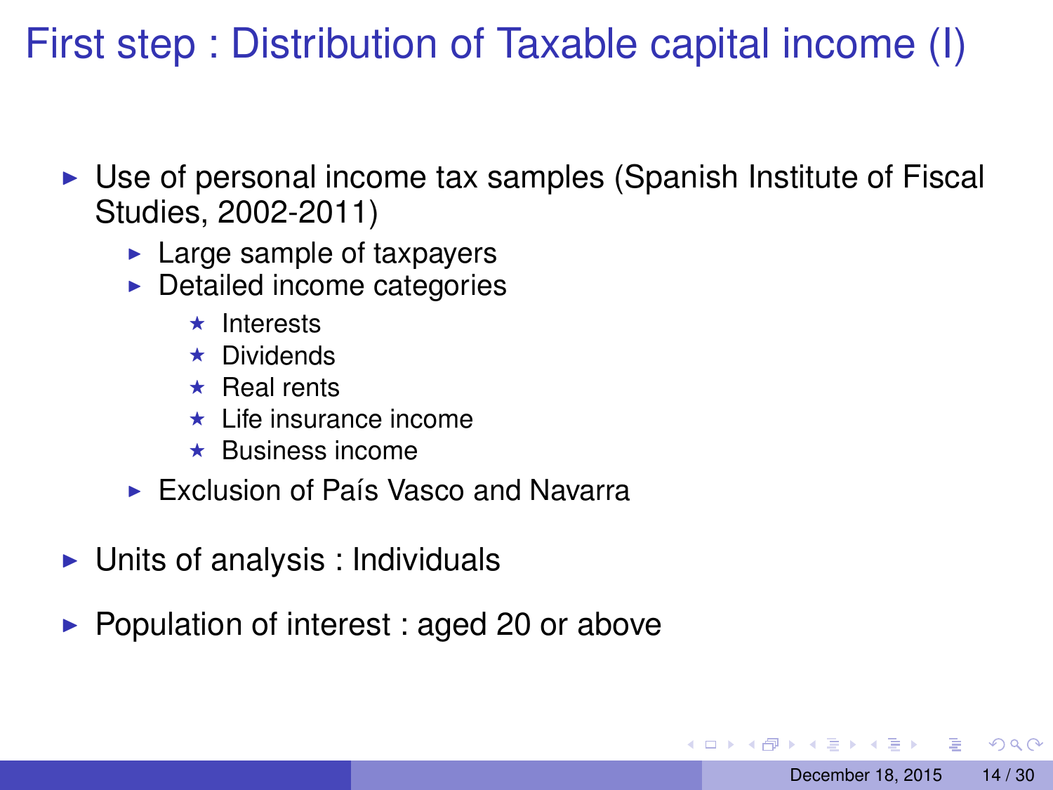# First step : Distribution of Taxable capital income (I)

- Use of personal income tax samples (Spanish Institute of Fiscal Studies, 2002-2011)
  - Large sample of taxpayers
  - Detailed income categories
    - Interests
    - Dividends
    - Real rents
    - Life insurance income
    - Business income
  - Exclusion of País Vasco and Navarra
- Units of analysis : Individuals
- Population of interest : aged 20 or above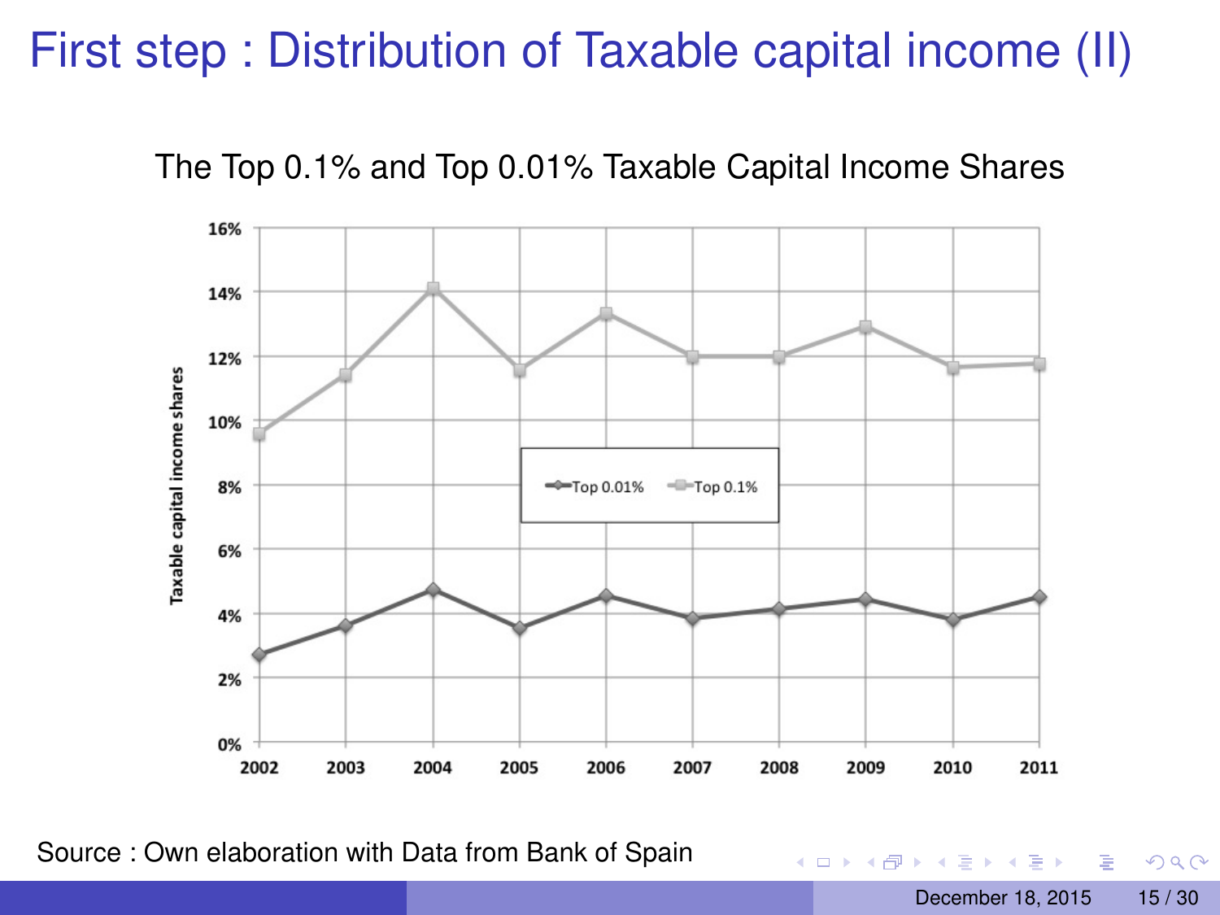# First step : Distribution of Taxable capital income (II)

The Top 0.1% and Top 0.01% Taxable Capital Income Shares

Source : Own elaboration with Data from Bank of Spain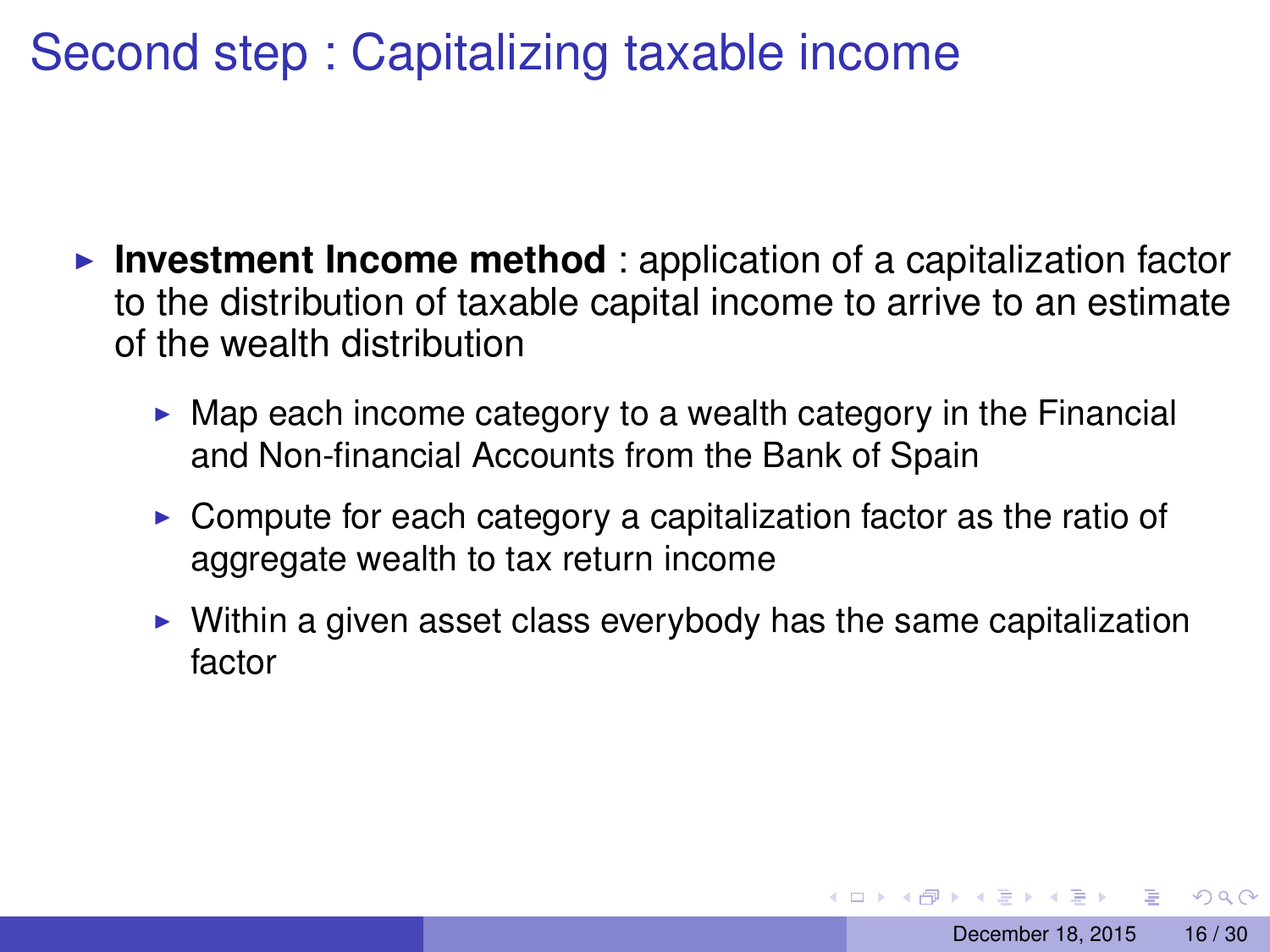# Second step : Capitalizing taxable income

- **Investment Income method** : application of a capitalization factor to the distribution of taxable capital income to arrive to an estimate of the wealth distribution
  - Map each income category to a wealth category in the Financial and Non-financial Accounts from the Bank of Spain
  - Compute for each category a capitalization factor as the ratio of aggregate wealth to tax return income
  - Within a given asset class everybody has the same capitalization factor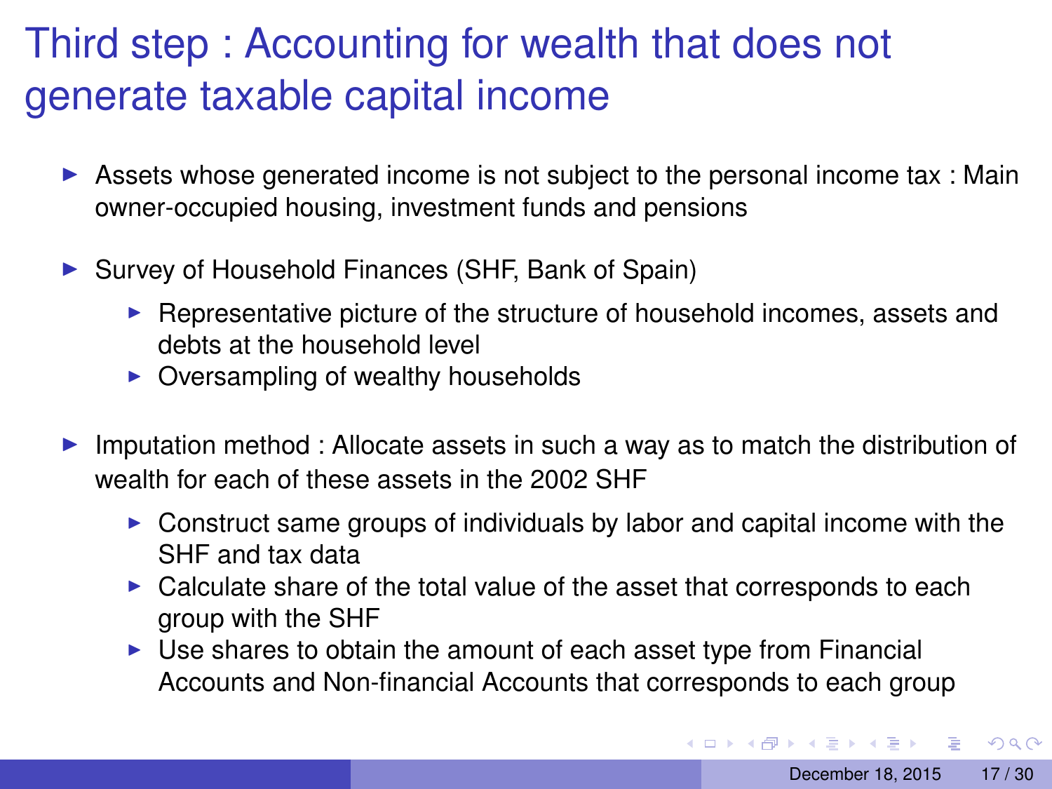# Third step : Accounting for wealth that does not generate taxable capital income

- Assets whose generated income is not subject to the personal income tax : Main owner-occupied housing, investment funds and pensions
- Survey of Household Finances (SHF, Bank of Spain)
  - Representative picture of the structure of household incomes, assets and debts at the household level
  - Oversampling of wealthy households
- Imputation method : Allocate assets in such a way as to match the distribution of wealth for each of these assets in the 2002 SHF
  - Construct same groups of individuals by labor and capital income with the SHF and tax data
  - Calculate share of the total value of the asset that corresponds to each group with the SHF
  - Use shares to obtain the amount of each asset type from Financial Accounts and Non-financial Accounts that corresponds to each group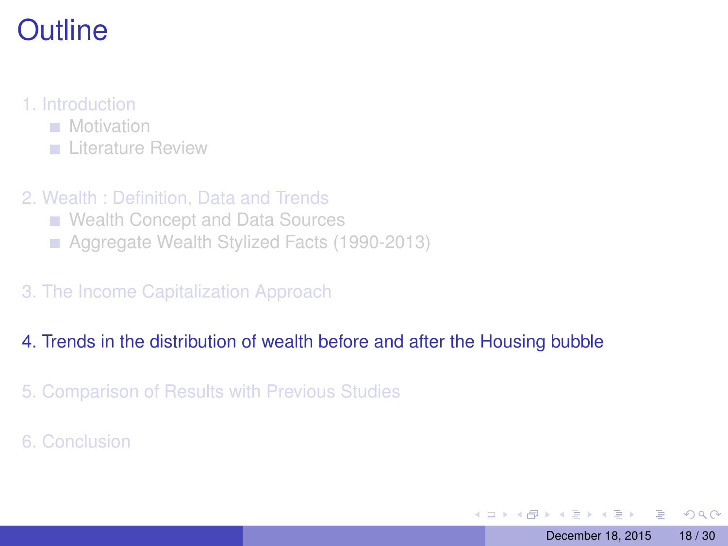# Outline

1. Introduction
   - Motivation
   - Literature Review

2. Wealth : Definition, Data and Trends
   - Wealth Concept and Data Sources
   - Aggregate Wealth Stylized Facts (1990-2013)

3. The Income Capitalization Approach

4. Trends in the distribution of wealth before and after the Housing bubble

5. Comparison of Results with Previous Studies

6. Conclusion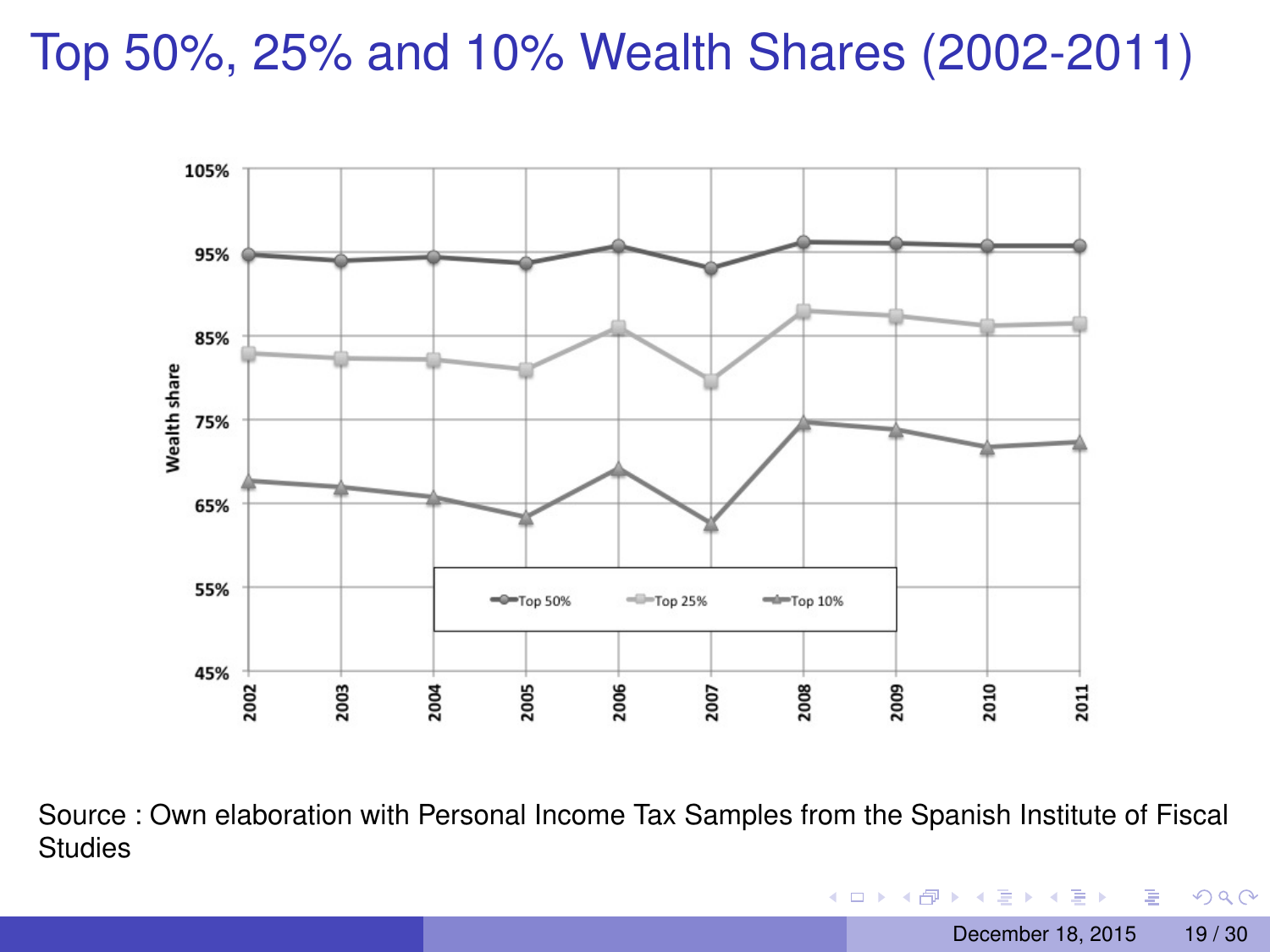# Top 50%, 25% and 10% Wealth Shares (2002-2011)

Source : Own elaboration with Personal Income Tax Samples from the Spanish Institute of Fiscal Studies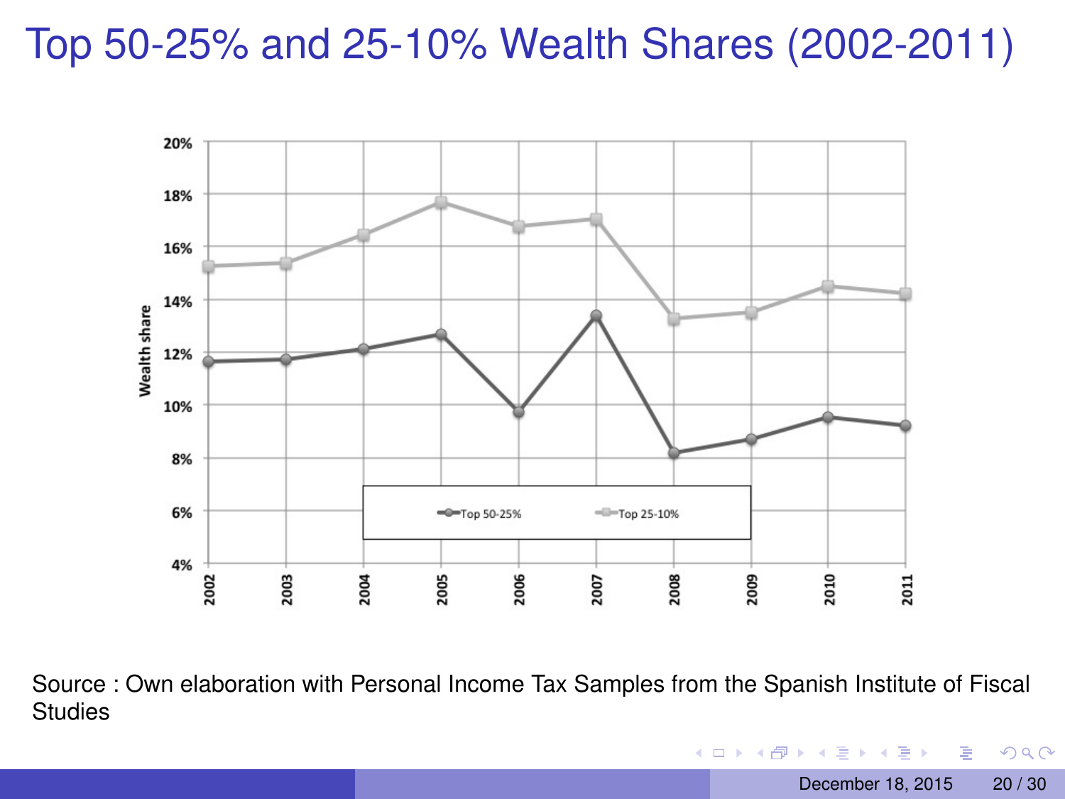# Top 50-25% and 25-10% Wealth Shares (2002-2011)

Source : Own elaboration with Personal Income Tax Samples from the Spanish Institute of Fiscal Studies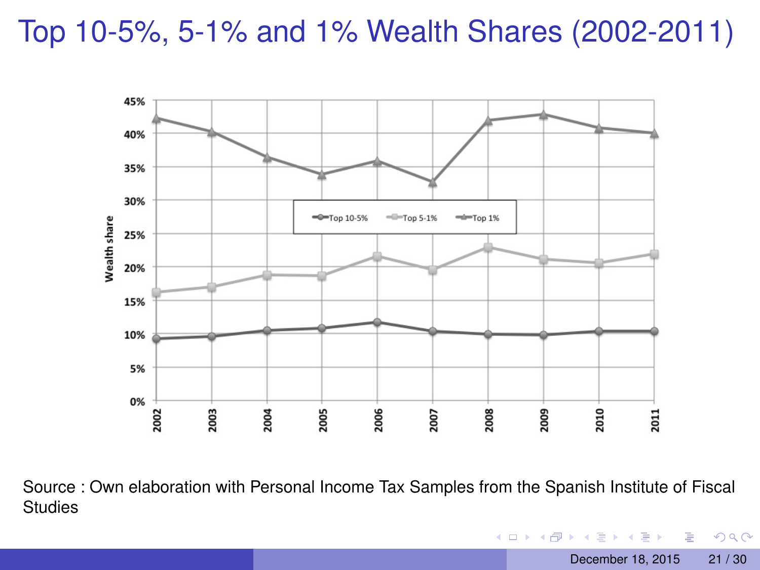# Top 10-5%, 5-1% and 1% Wealth Shares (2002-2011)

Source : Own elaboration with Personal Income Tax Samples from the Spanish Institute of Fiscal Studies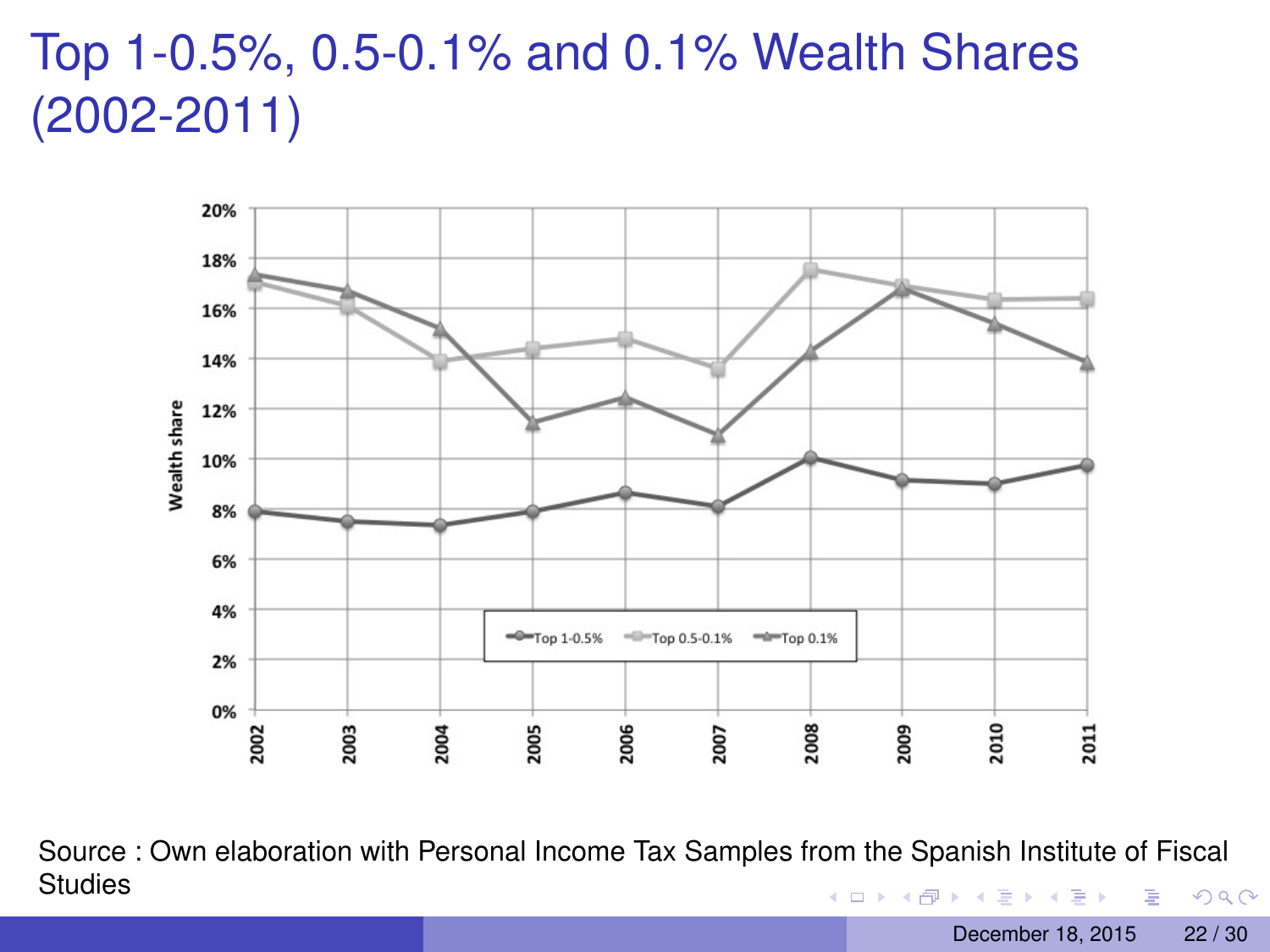# Top 1-0.5%, 0.5-0.1% and 0.1% Wealth Shares (2002-2011)

Source : Own elaboration with Personal Income Tax Samples from the Spanish Institute of Fiscal Studies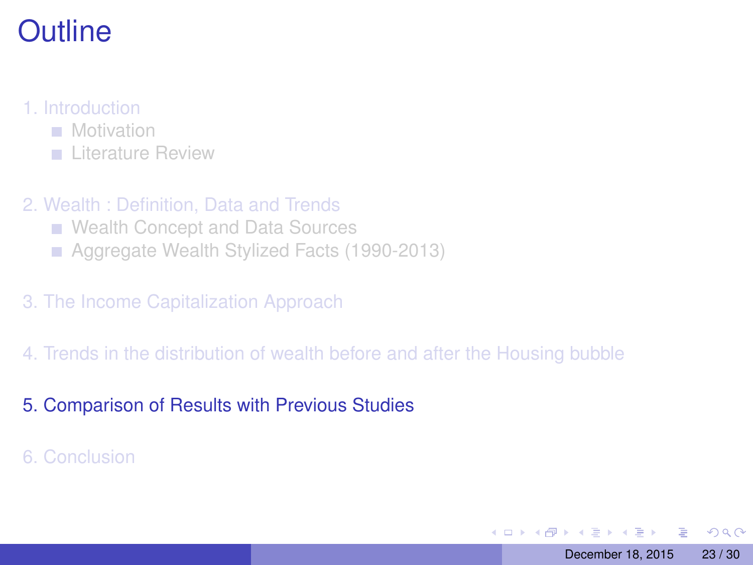# Outline

1. Introduction
   - Motivation
   - Literature Review

2. Wealth : Definition, Data and Trends
   - Wealth Concept and Data Sources
   - Aggregate Wealth Stylized Facts (1990-2013)

3. The Income Capitalization Approach

4. Trends in the distribution of wealth before and after the Housing bubble

5. Comparison of Results with Previous Studies

6. Conclusion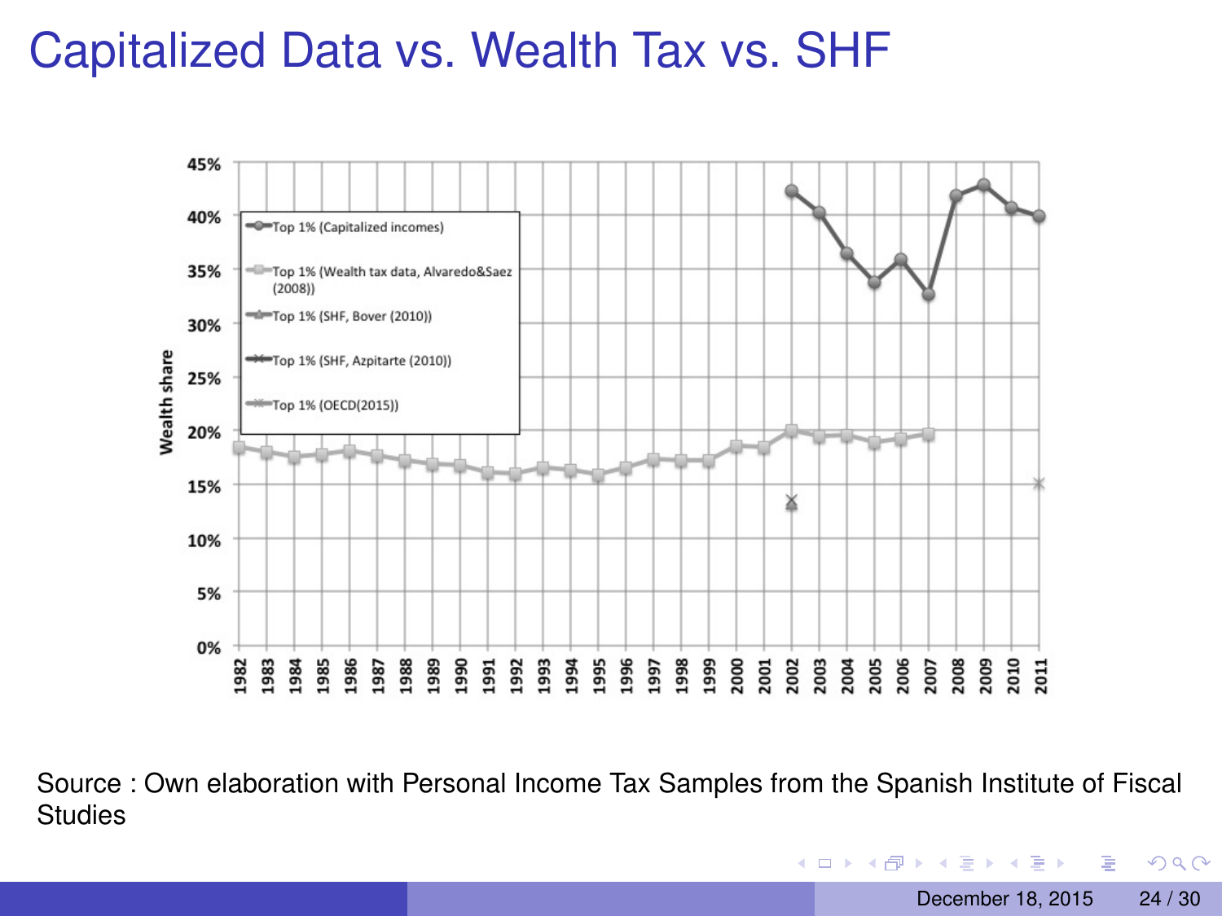# Capitalized Data vs. Wealth Tax vs. SHF

Source : Own elaboration with Personal Income Tax Samples from the Spanish Institute of Fiscal Studies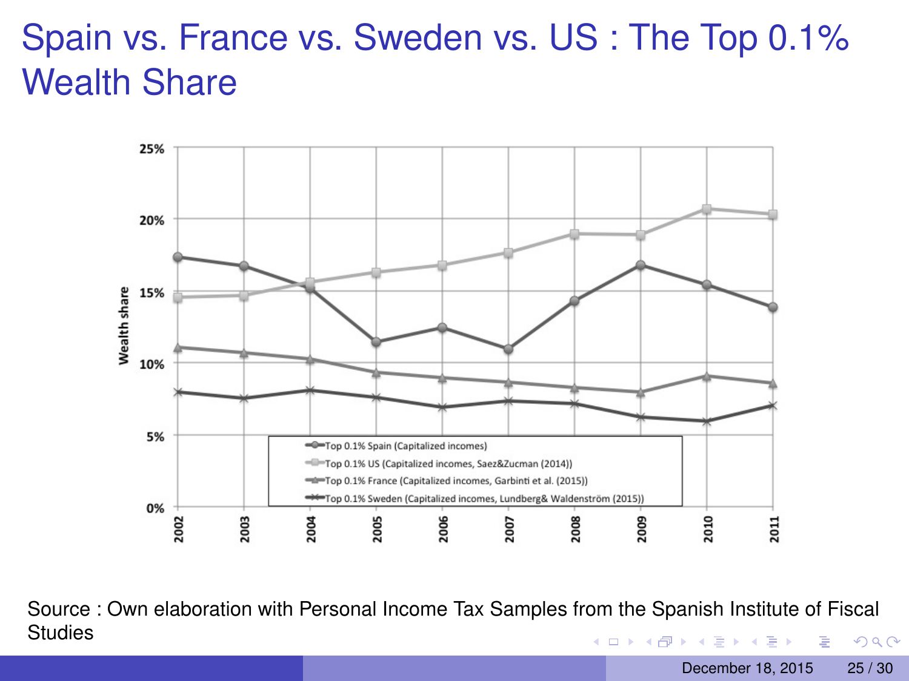# Spain vs. France vs. Sweden vs. US : The Top 0.1% Wealth Share

Source : Own elaboration with Personal Income Tax Samples from the Spanish Institute of Fiscal Studies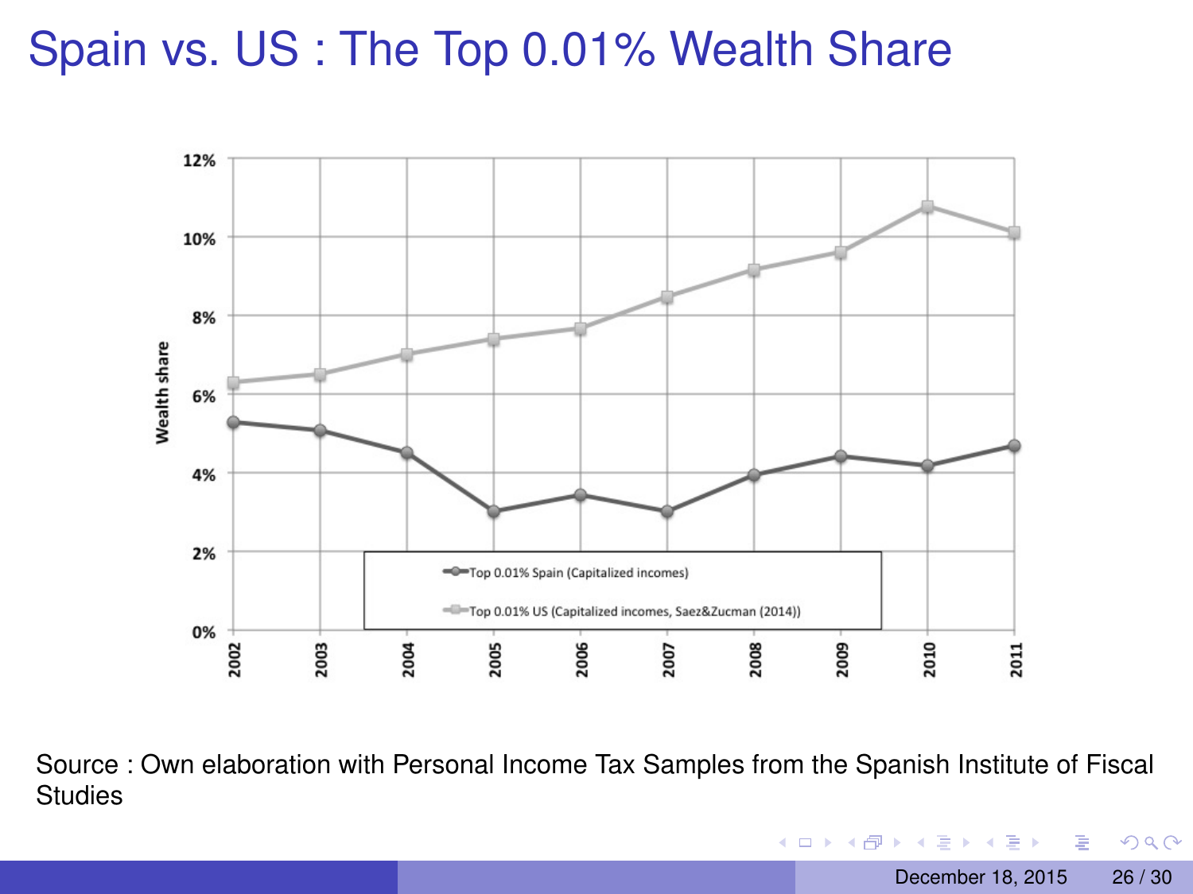# Spain vs. US : The Top 0.01% Wealth Share

Source : Own elaboration with Personal Income Tax Samples from the Spanish Institute of Fiscal Studies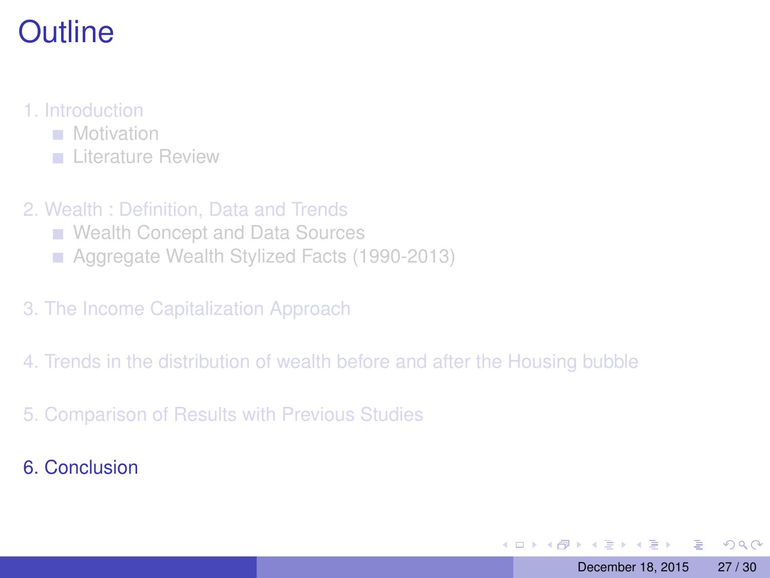# Outline

1. Introduction
   - Motivation
   - Literature Review

2. Wealth : Definition, Data and Trends
   - Wealth Concept and Data Sources
   - Aggregate Wealth Stylized Facts (1990-2013)

3. The Income Capitalization Approach

4. Trends in the distribution of wealth before and after the Housing bubble

5. Comparison of Results with Previous Studies

6. Conclusion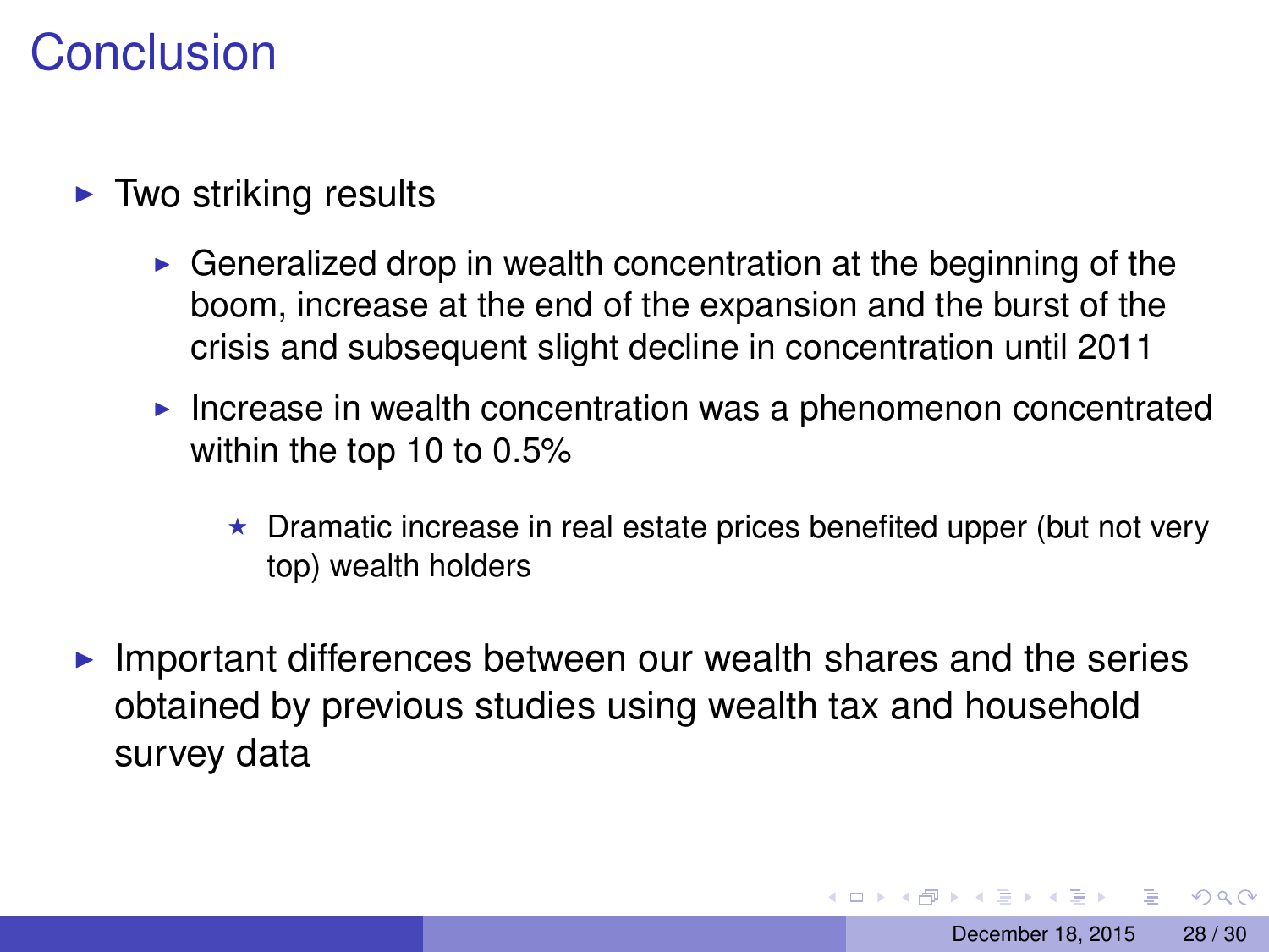# Conclusion

- Two striking results
  - Generalized drop in wealth concentration at the beginning of the boom, increase at the end of the expansion and the burst of the crisis and subsequent slight decline in concentration until 2011
  - Increase in wealth concentration was a phenomenon concentrated within the top 10 to 0.5%
    - Dramatic increase in real estate prices benefited upper (but not very top) wealth holders
- Important differences between our wealth shares and the series obtained by previous studies using wealth tax and household survey data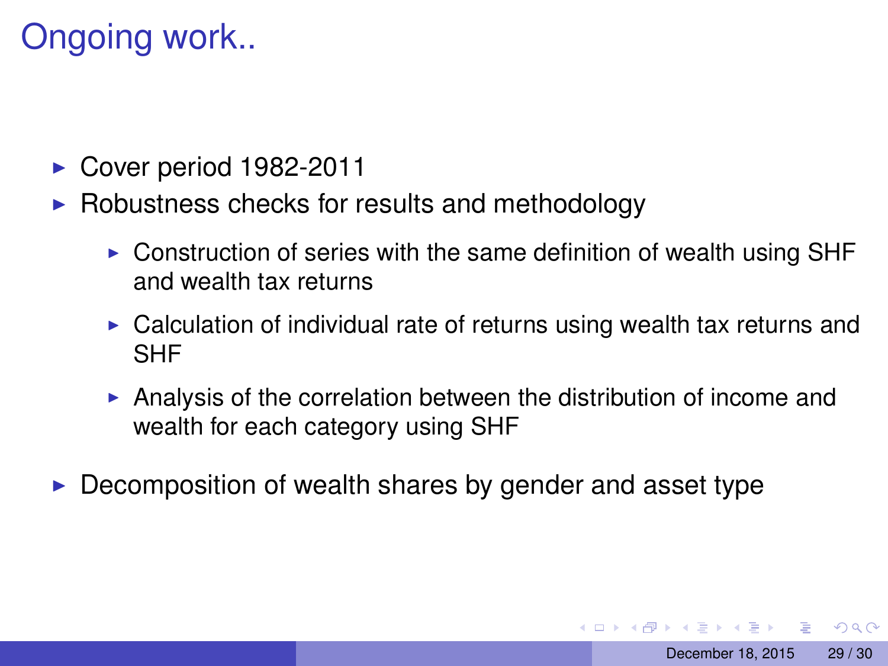# Ongoing work..

- Cover period 1982-2011
- Robustness checks for results and methodology
  - Construction of series with the same definition of wealth using SHF and wealth tax returns
  - Calculation of individual rate of returns using wealth tax returns and SHF
  - Analysis of the correlation between the distribution of income and wealth for each category using SHF
- Decomposition of wealth shares by gender and asset type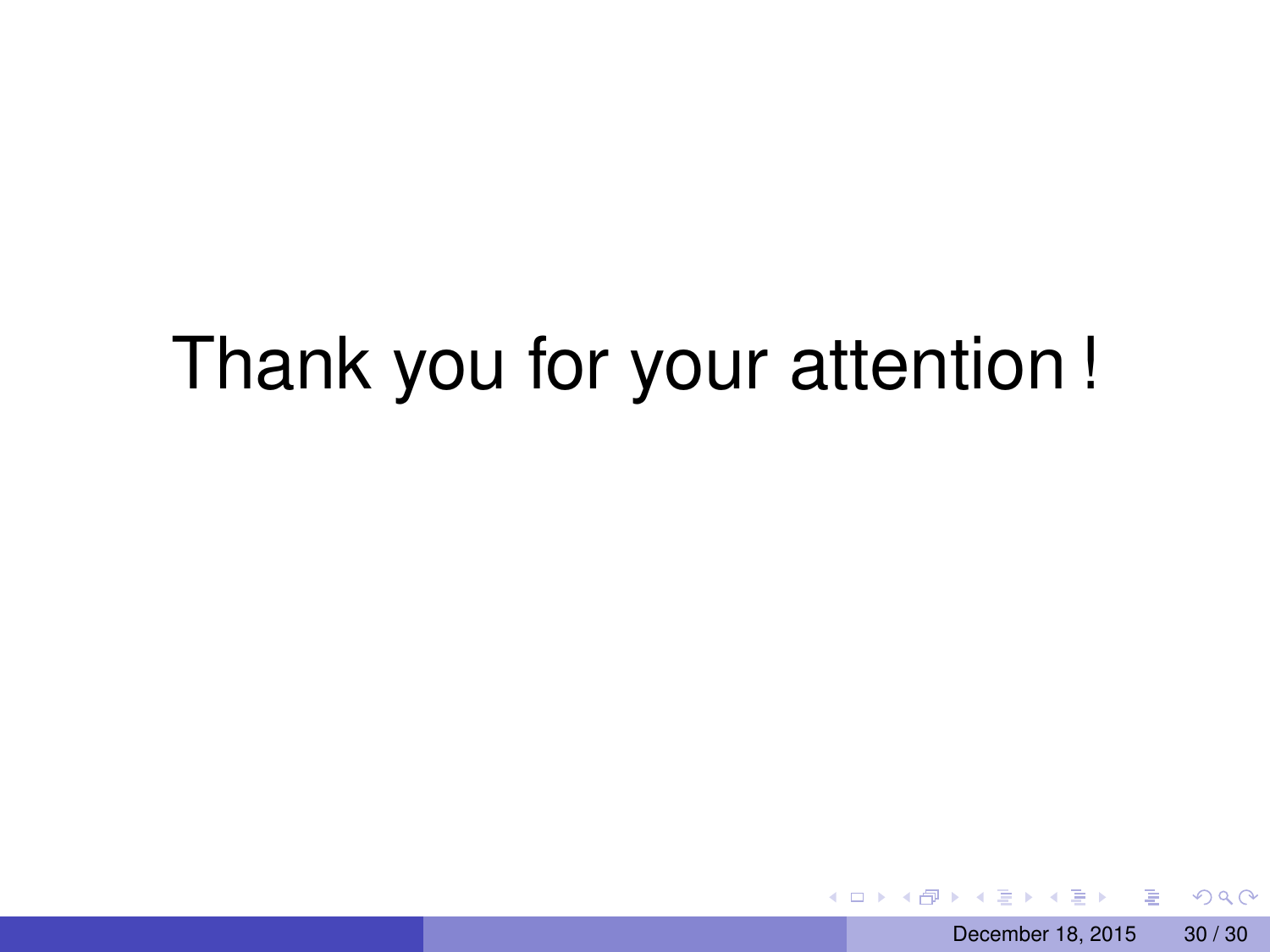Thank you for your attention !